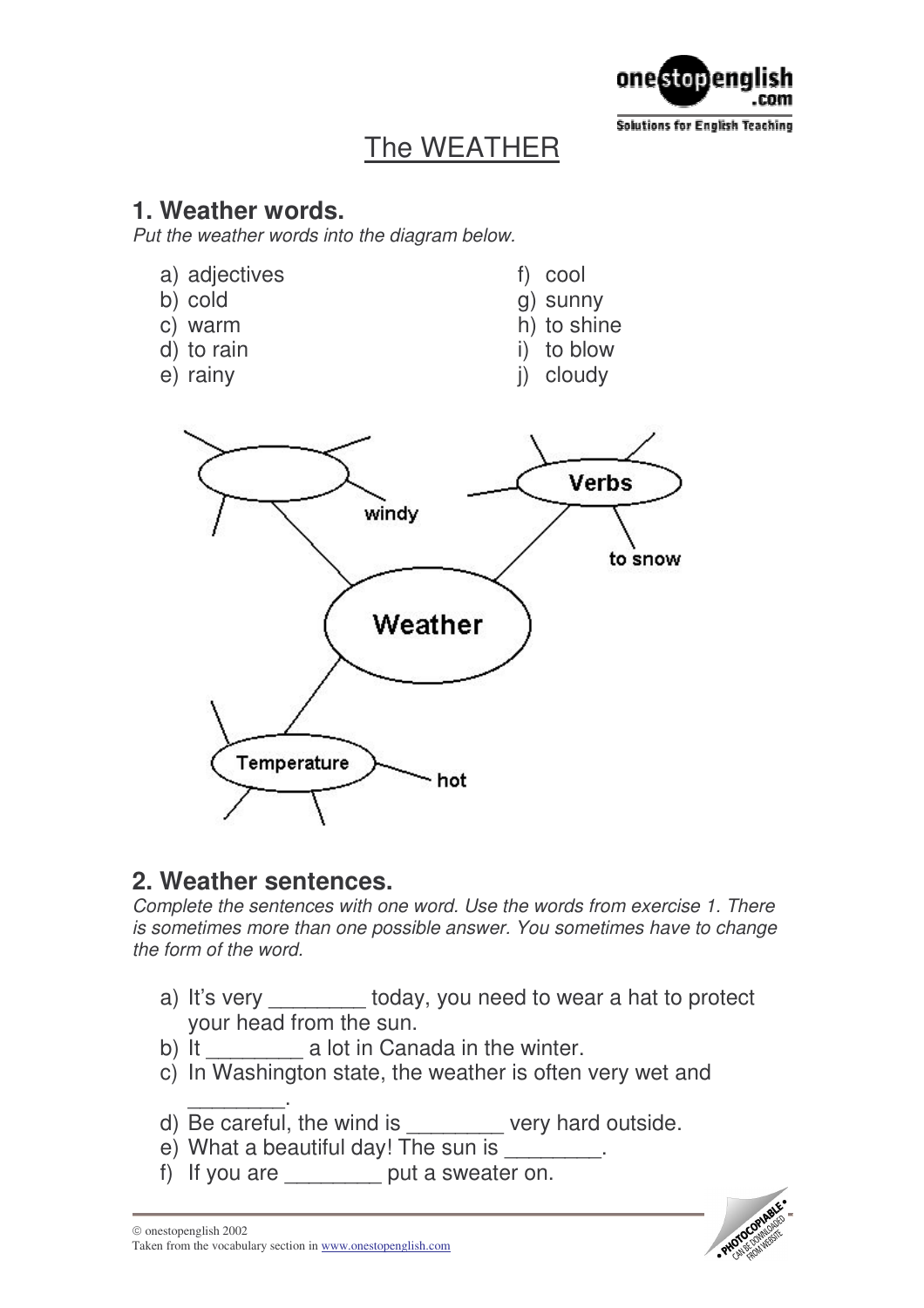# The WEATHER

## 1. Weather words.

*Put the weather words into the diagram below.*

a) adjectives
b) cold
c) warm
d) to rain
e) rainy
f) cool
g) sunny
h) to shine
i) to blow
j) cloudy

Weather

Verbs

to snow

windy

Temperature

hot

## 2. Weather sentences.

*Complete the sentences with one word. Use the words from exercise 1. There is sometimes more than one possible answer. You sometimes have to change the form of the word.*

a) It's very ________ today, you need to wear a hat to protect your head from the sun.
b) It ________ a lot in Canada in the winter.
c) In Washington state, the weather is often very wet and ________.
d) Be careful, the wind is ________ very hard outside.
e) What a beautiful day! The sun is ________.
f) If you are ________ put a sweater on.

© onestopenglish 2002
Taken from the vocabulary section in www.onestopenglish.com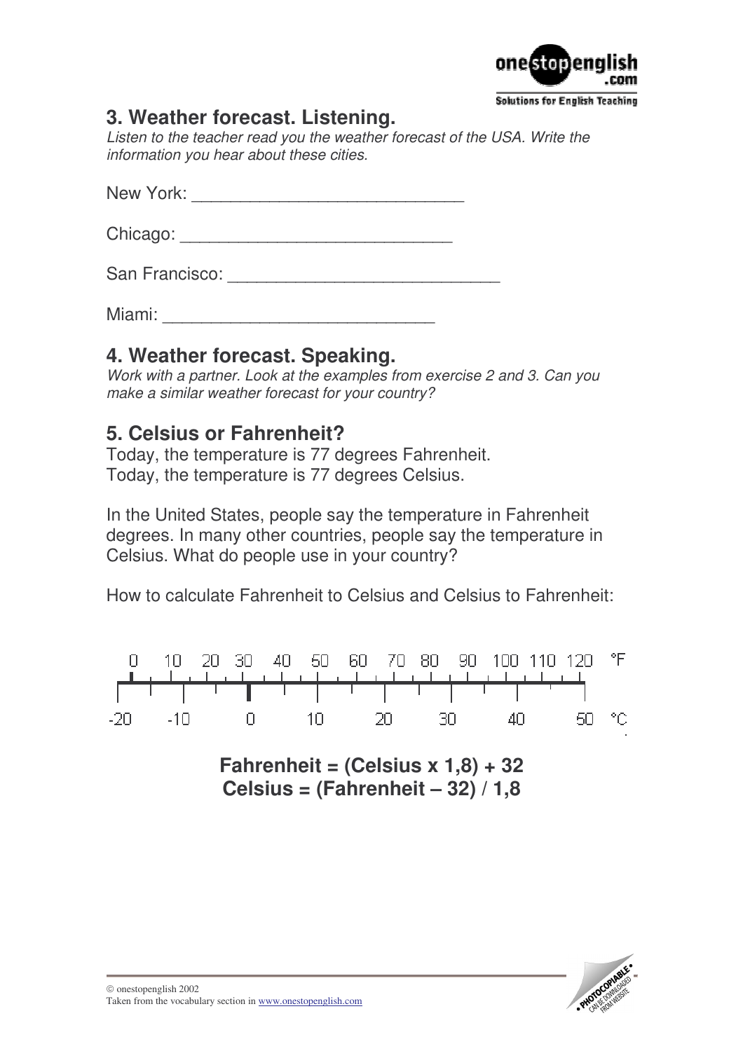## 3. Weather forecast. Listening.

*Listen to the teacher read you the weather forecast of the USA. Write the information you hear about these cities.*

New York: ______________________________

Chicago: ______________________________

San Francisco: ______________________________

Miami: ______________________________

## 4. Weather forecast. Speaking.

*Work with a partner. Look at the examples from exercise 2 and 3. Can you make a similar weather forecast for your country?*

## 5. Celsius or Fahrenheit?

Today, the temperature is 77 degrees Fahrenheit.
Today, the temperature is 77 degrees Celsius.

In the United States, people say the temperature in Fahrenheit degrees. In many other countries, people say the temperature in Celsius. What do people use in your country?

How to calculate Fahrenheit to Celsius and Celsius to Fahrenheit:

0 10 20 30 40 50 60 70 80 90 100 110 120 °F

-20 -10 0 10 20 30 40 50 °C

**Fahrenheit = (Celsius x 1,8) + 32**
**Celsius = (Fahrenheit – 32) / 1,8**